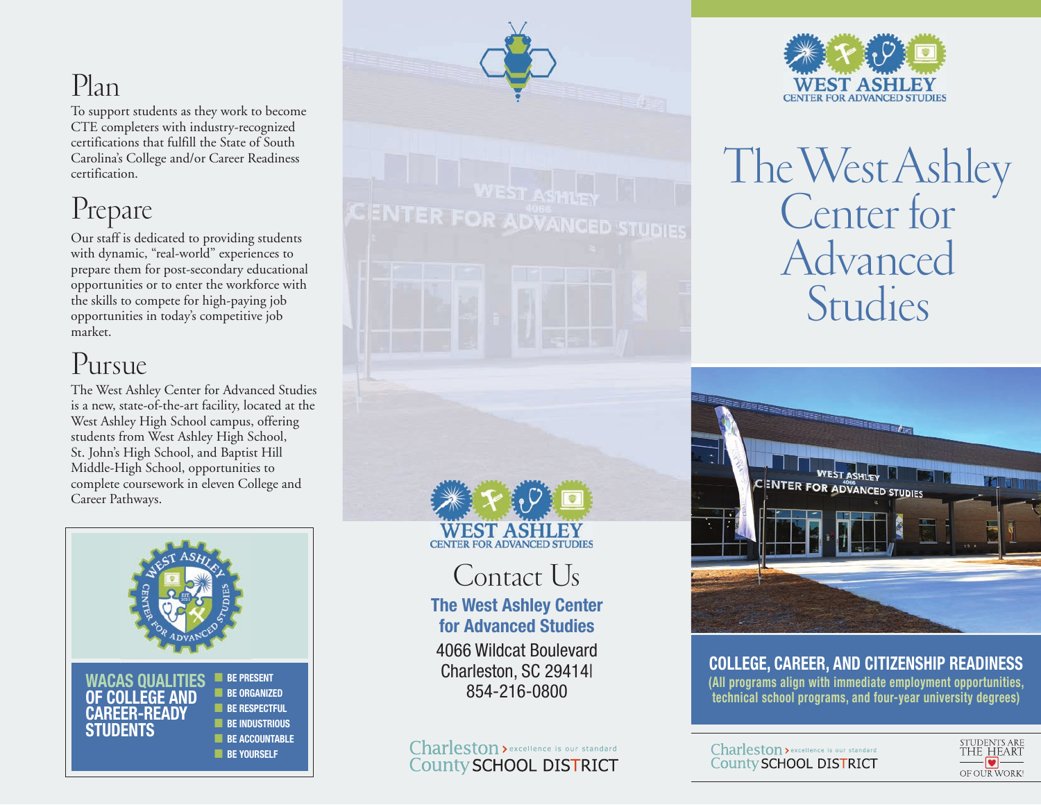## Plan

To support students as they work to become CTE completers with industry-recognized certifications that fulfill the State of South Carolina's College and/or Career Readiness certification.

## Prepare

Our staff is dedicated to providing students with dynamic, "real-world" experiences to prepare them for post-secondary educational opportunities or to enter the workforce with the skills to compete for high-paying job opportunities in today's competitive job market.

## Pursue

The West Ashley Center for Advanced Studies is a new, state-of-the-art facility, located at the West Ashley High School campus, offering students from West Ashley High School, St. John's High School, and Baptist Hill Middle-High School, opportunities to complete coursework in eleven College and Career Pathways.

### WACAS QUALITIES OF COLLEGE AND CAREER-READY STUDENTS

- BE PRESENT
- BE ORGANIZED
- BE RESPECTFUL
- BE INDUSTRIOUS
- BE ACCOUNTABLE
- BE YOURSELF

WEST ASHLEY CENTER FOR ADVANCED STUDIES

## Contact Us

**The West Ashley Center for Advanced Studies**

4066 Wildcat Boulevard
Charleston, SC 29414|
854-216-0800

Charleston County SCHOOL DISTRICT — excellence is our standard

WEST ASHLEY CENTER FOR ADVANCED STUDIES

# The West Ashley Center for Advanced Studies

**COLLEGE, CAREER, AND CITIZENSHIP READINESS**

**(All programs align with immediate employment opportunities, technical school programs, and four-year university degrees)**

Charleston County SCHOOL DISTRICT — excellence is our standard

STUDENTS ARE THE HEART OF OUR WORK!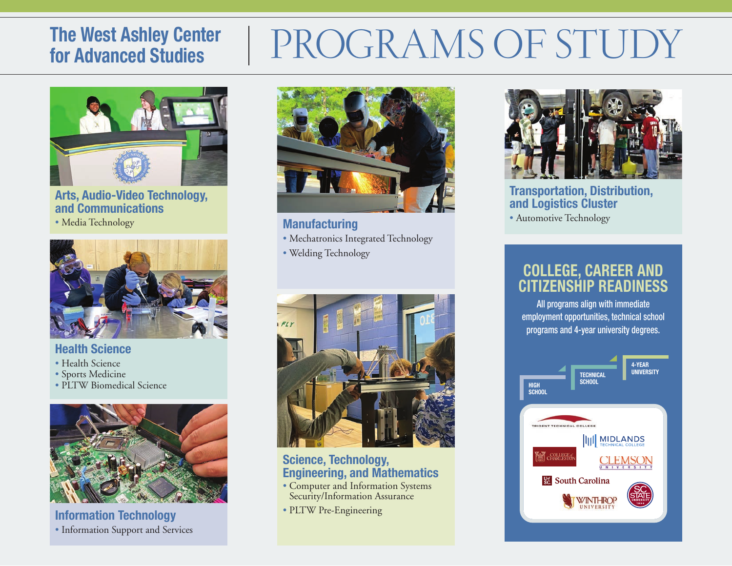# The West Ashley Center for Advanced Studies

# PROGRAMS OF STUDY

## Arts, Audio-Video Technology, and Communications

- Media Technology

## Health Science

- Health Science
- Sports Medicine
- PLTW Biomedical Science

## Information Technology

- Information Support and Services

## Manufacturing

- Mechatronics Integrated Technology
- Welding Technology

## Science, Technology, Engineering, and Mathematics

- Computer and Information Systems Security/Information Assurance
- PLTW Pre-Engineering

## Transportation, Distribution, and Logistics Cluster

- Automotive Technology

## COLLEGE, CAREER AND CITIZENSHIP READINESS

All programs align with immediate employment opportunities, technical school programs and 4-year university degrees.

HIGH SCHOOL → TECHNICAL SCHOOL → 4-YEAR UNIVERSITY

Trident Technical College
Midlands Technical College
College of Charleston
Clemson University
South Carolina
Winthrop University
SC State University